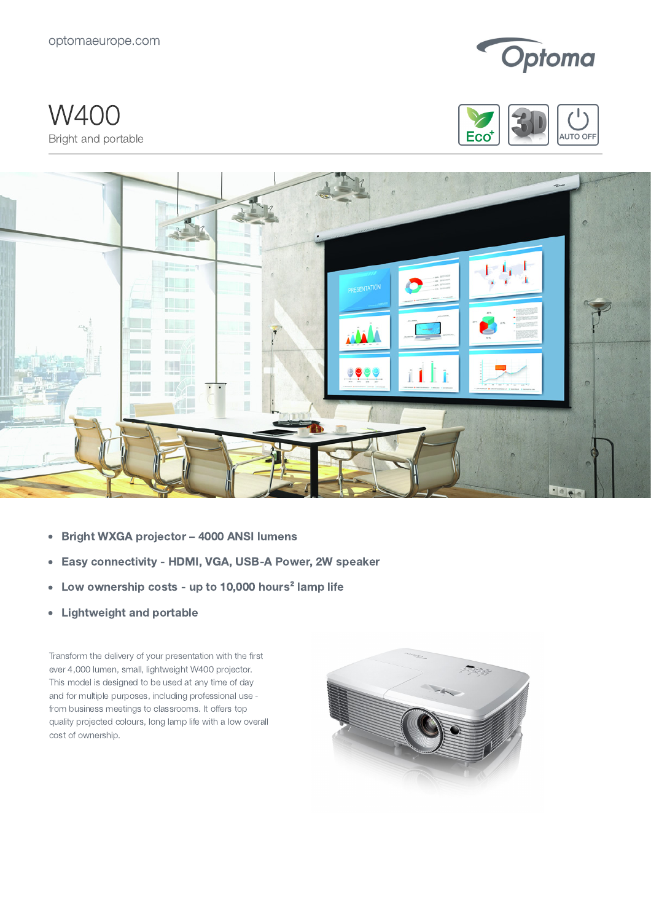optomaeurope.com

# W400

Bright and portable

- **Bright WXGA projector – 4000 ANSI lumens**
- **Easy connectivity - HDMI, VGA, USB-A Power, 2W speaker**
- **Low ownership costs - up to 10,000 hours[2] lamp life**
- **Lightweight and portable**

Transform the delivery of your presentation with the first ever 4,000 lumen, small, lightweight W400 projector. This model is designed to be used at any time of day and for multiple purposes, including professional use - from business meetings to classrooms. It offers top quality projected colours, long lamp life with a low overall cost of ownership.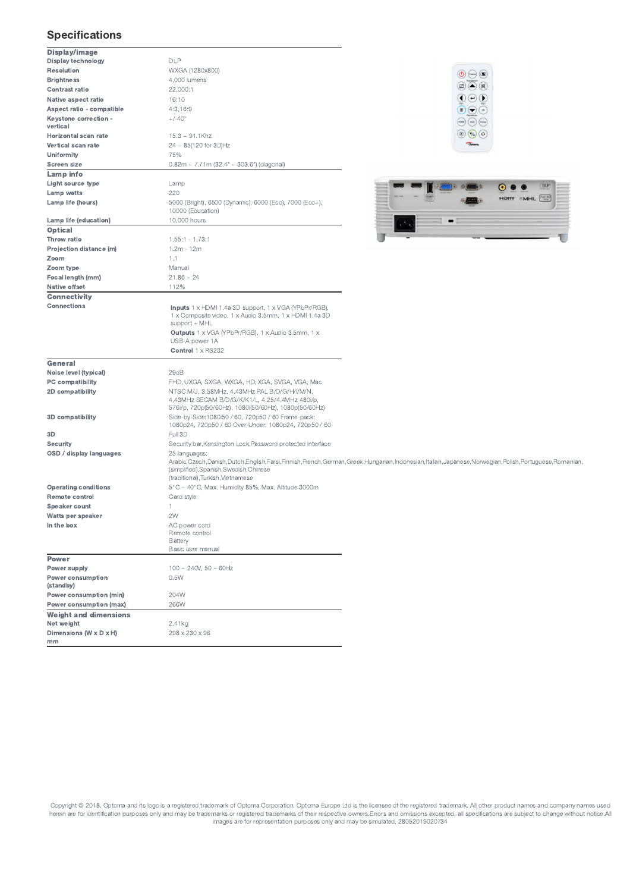# Specifications

| | |
|---|---|
| **Display/image** | |
| **Display technology** | DLP |
| **Resolution** | WXGA (1280x800) |
| **Brightness** | 4,000 lumens |
| **Contrast ratio** | 22,000:1 |
| **Native aspect ratio** | 16:10 |
| **Aspect ratio - compatible** | 4:3,16:9 |
| **Keystone correction - vertical** | +/-40° |
| **Horizontal scan rate** | 15.3 ~ 91.1Khz |
| **Vertical scan rate** | 24 ~ 85(120 for 3D)Hz |
| **Uniformity** | 75% |
| **Screen size** | 0.82m ~ 7.71m (32.4" ~ 303.6") (diagonal) |
| **Lamp info** | |
| **Light source type** | Lamp |
| **Lamp watts** | 220 |
| **Lamp life (hours)** | 5000 (Bright), 6500 (Dynamic), 6000 (Eco), 7000 (Eco+), 10000 (Education) |
| **Lamp life (education)** | 10,000 hours |
| **Optical** | |
| **Throw ratio** | 1.55:1 - 1.73:1 |
| **Projection distance (m)** | 1.2m - 12m |
| **Zoom** | 1.1 |
| **Zoom type** | Manual |
| **Focal length (mm)** | 21.86 ~ 24 |
| **Native offset** | 112% |
| **Connectivity** | |
| **Connections** | **Inputs** 1 x HDMI 1.4a 3D support, 1 x VGA (YPbPr/RGB), 1 x Composite video, 1 x Audio 3.5mm, 1 x HDMI 1.4a 3D support + MHL<br>**Outputs** 1 x VGA (YPbPr/RGB), 1 x Audio 3.5mm, 1 x USB-A power 1A<br>**Control** 1 x RS232 |
| **General** | |
| **Noise level (typical)** | 29dB |
| **PC compatibility** | FHD, UXGA, SXGA, WXGA, HD, XGA, SVGA, VGA, Mac |
| **2D compatibility** | NTSC M/J, 3.58MHz, 4.43MHz PAL B/D/G/H/I/M/N, 4.43MHz SECAM B/D/G/K/K1/L, 4.25/4.4MHz 480i/p, 576i/p, 720p(50/60Hz), 1080i(50/60Hz), 1080p(50/60Hz) |
| **3D compatibility** | Side-by-Side:1080i50 / 60, 720p50 / 60 Frame-pack: 1080p24, 720p50 / 60 Over-Under: 1080p24, 720p50 / 60 |
| **3D** | Full 3D |
| **Security** | Security bar,Kensington Lock,Password protected interface |
| **OSD / display languages** | 25 languages: Arabic,Czech,Danish,Dutch,English,Farsi,Finnish,French,German,Greek,Hungarian,Indonesian,Italian,Japanese,Norwegian,Polish,Portuguese,Romanian,(simplified),Spanish,Swedish,Chinese (traditional),Turkish,Vietnamese |
| **Operating conditions** | 5°C ~ 40°C, Max. Humidity 85%, Max. Altitude 3000m |
| **Remote control** | Card style |
| **Speaker count** | 1 |
| **Watts per speaker** | 2W |
| **In the box** | AC power cord<br>Remote control<br>Battery<br>Basic user manual |
| **Power** | |
| **Power supply** | 100 ~ 240V, 50 ~ 60Hz |
| **Power consumption (standby)** | 0.5W |
| **Power consumption (min)** | 204W |
| **Power consumption (max)** | 266W |
| **Weight and dimensions** | |
| **Net weight** | 2.41kg |
| **Dimensions (W x D x H) mm** | 298 x 230 x 96 |

Copyright © 2018, Optoma and its logo is a registered trademark of Optoma Corporation. Optoma Europe Ltd is the licensee of the registered trademark. All other product names and company names used herein are for identification purposes only and may be trademarks or registered trademarks of their respective owners.Errors and omissions excepted, all specifications are subject to change without notice.All images are for representation purposes only and may be simulated. 28052019020734